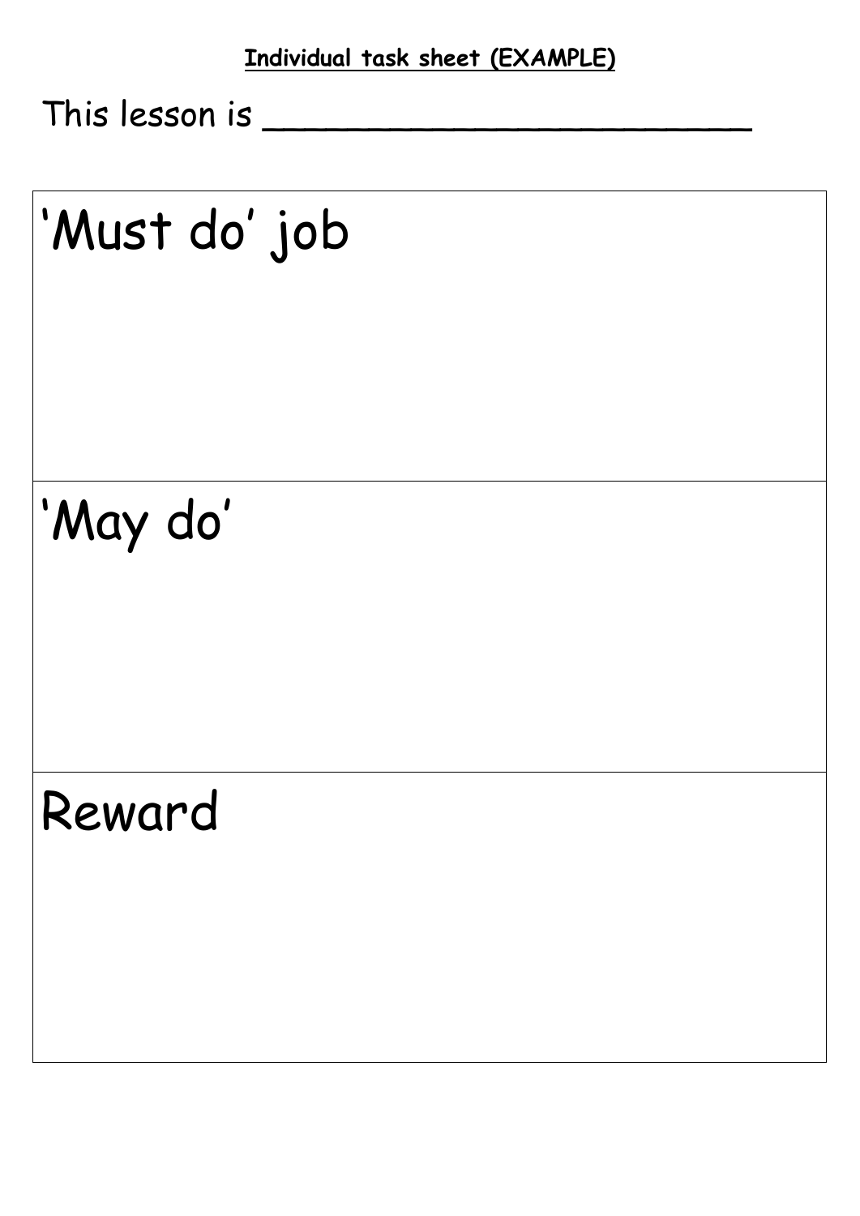**Individual task sheet (EXAMPLE)**

This lesson is ________________________

| 'Must do' job |
|---|
| 'May do' |
| Reward |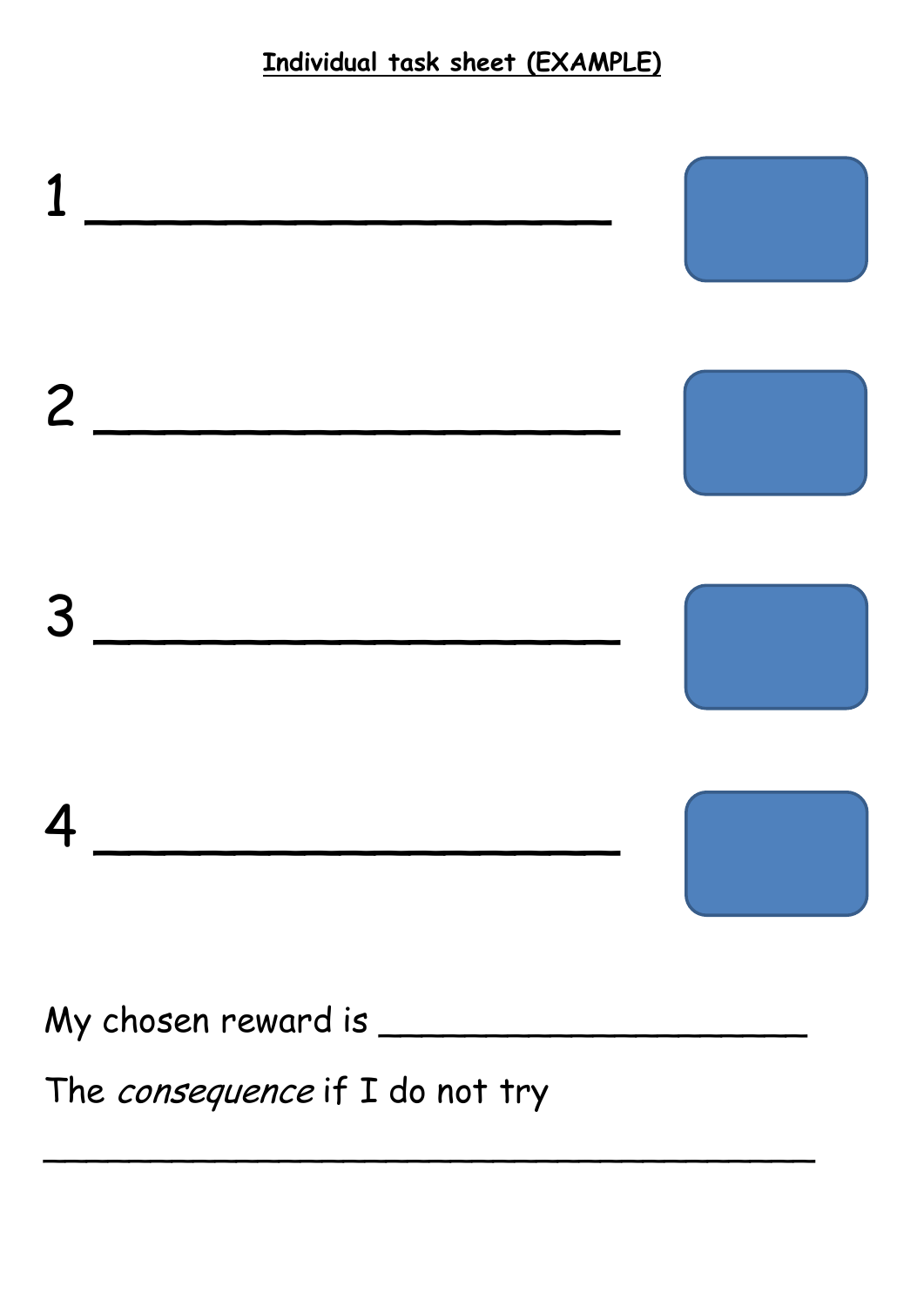**Individual task sheet (EXAMPLE)**

1 ____________________

2 ____________________

3 ____________________

4 ____________________

My chosen reward is ____________________

The *consequence* if I do not try

________________________________________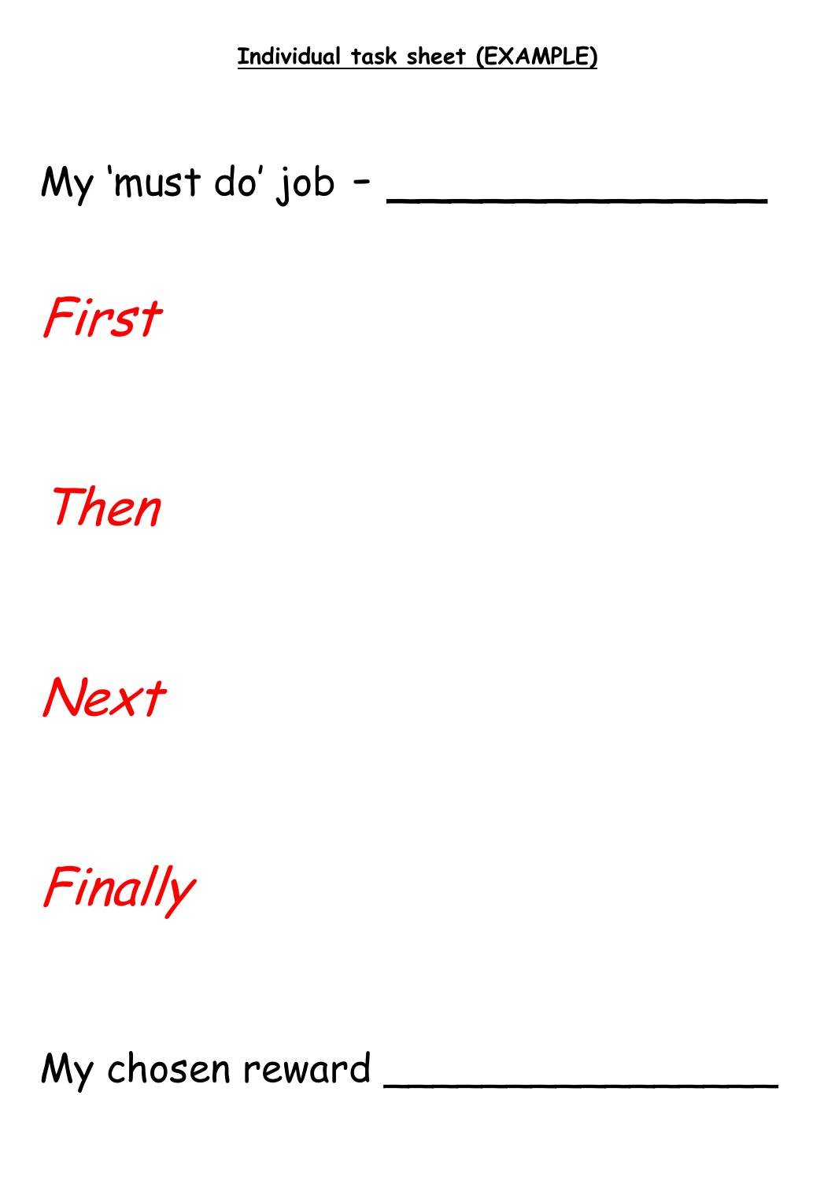**Individual task sheet (EXAMPLE)**

My 'must do' job – ________________

*First*

*Then*

*Next*

*Finally*

My chosen reward ________________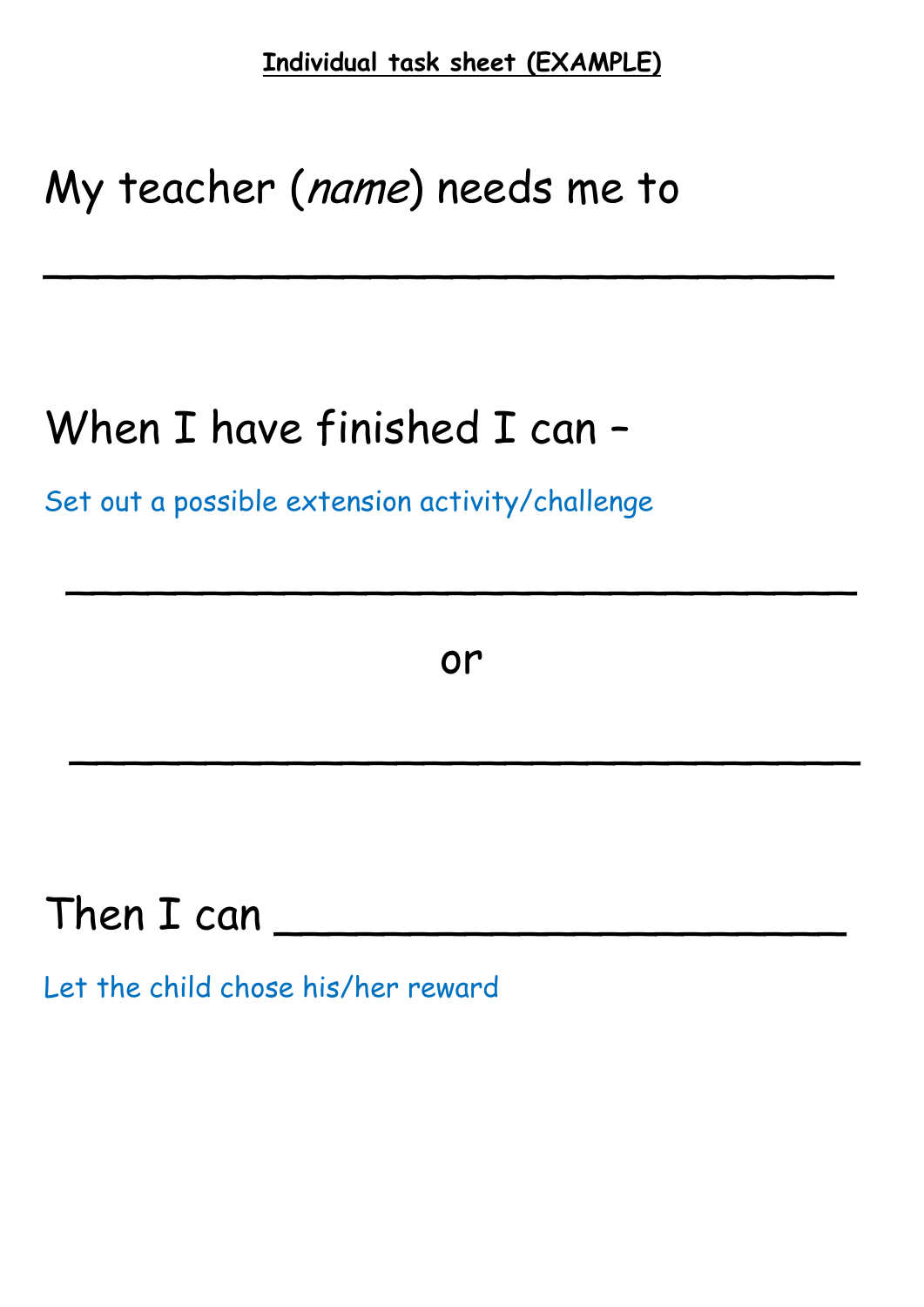**Individual task sheet (EXAMPLE)**

My teacher (*name*) needs me to

___________________________________

When I have finished I can –

Set out a possible extension activity/challenge

___________________________________

or

___________________________________

Then I can _________________________

Let the child chose his/her reward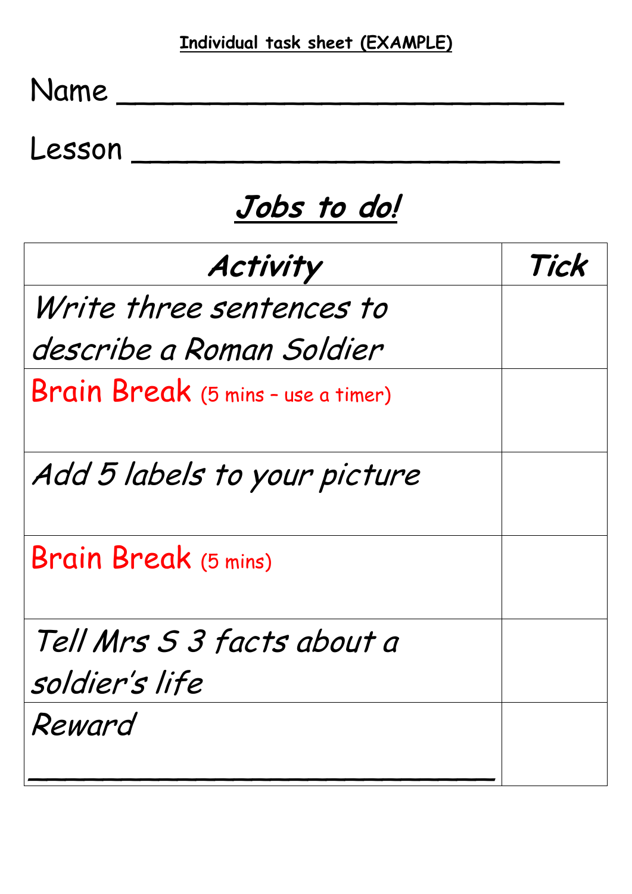**Individual task sheet (EXAMPLE)**

Name ___________________________

Lesson ___________________________

## ***Jobs to do!***

| *Activity* | *Tick* |
|---|---|
| *Write three sentences to describe a Roman Soldier* | |
| Brain Break (5 mins – use a timer) | |
| *Add 5 labels to your picture* | |
| Brain Break (5 mins) | |
| *Tell Mrs S 3 facts about a soldier's life* | |
| *Reward* ___________________________ | |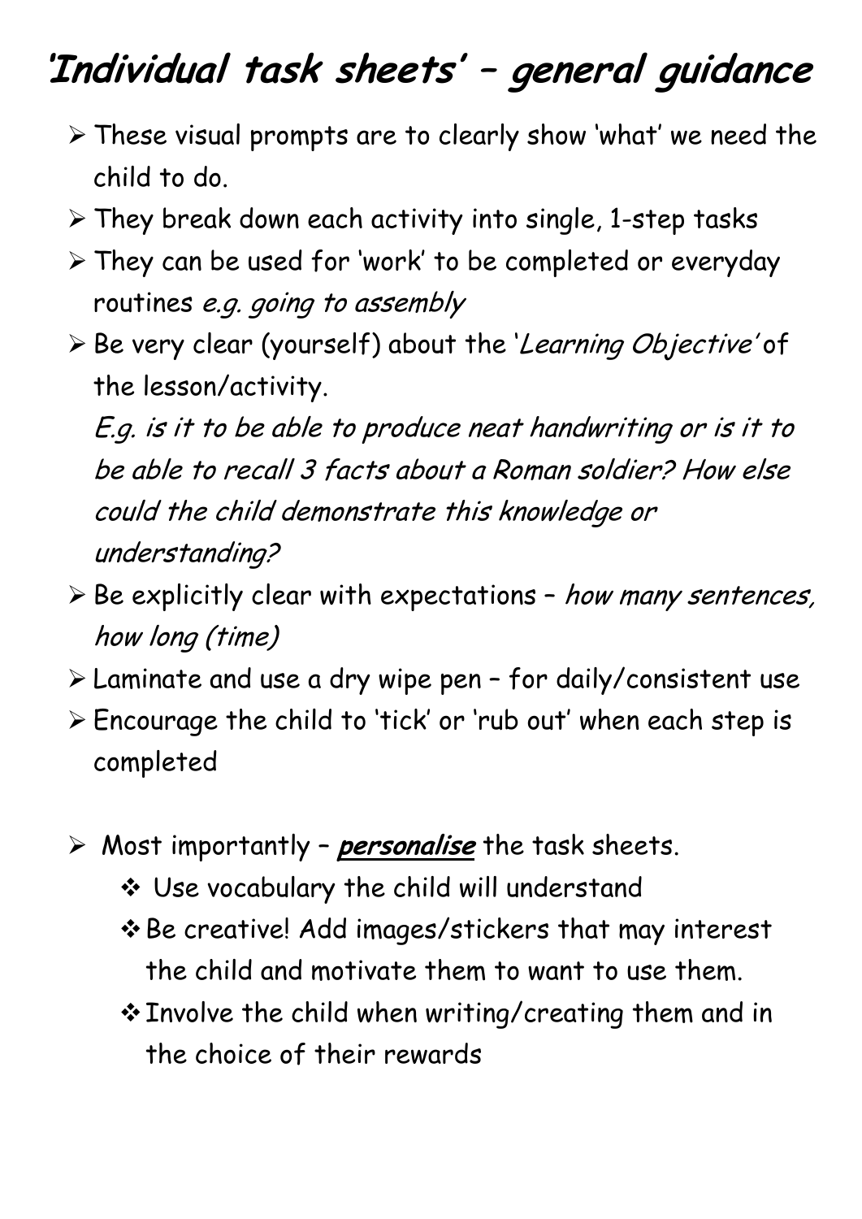# **'Individual task sheets' – general guidance**

- These visual prompts are to clearly show 'what' we need the child to do.
- They break down each activity into single, 1-step tasks
- They can be used for 'work' to be completed or everyday routines *e.g. going to assembly*
- Be very clear (yourself) about the '*Learning Objective*' of the lesson/activity.

  *E.g. is it to be able to produce neat handwriting or is it to be able to recall 3 facts about a Roman soldier? How else could the child demonstrate this knowledge or understanding?*
- Be explicitly clear with expectations – *how many sentences, how long (time)*
- Laminate and use a dry wipe pen – for daily/consistent use
- Encourage the child to 'tick' or 'rub out' when each step is completed

- Most importantly – ***personalise*** the task sheets.
  - Use vocabulary the child will understand
  - Be creative! Add images/stickers that may interest the child and motivate them to want to use them.
  - Involve the child when writing/creating them and in the choice of their rewards